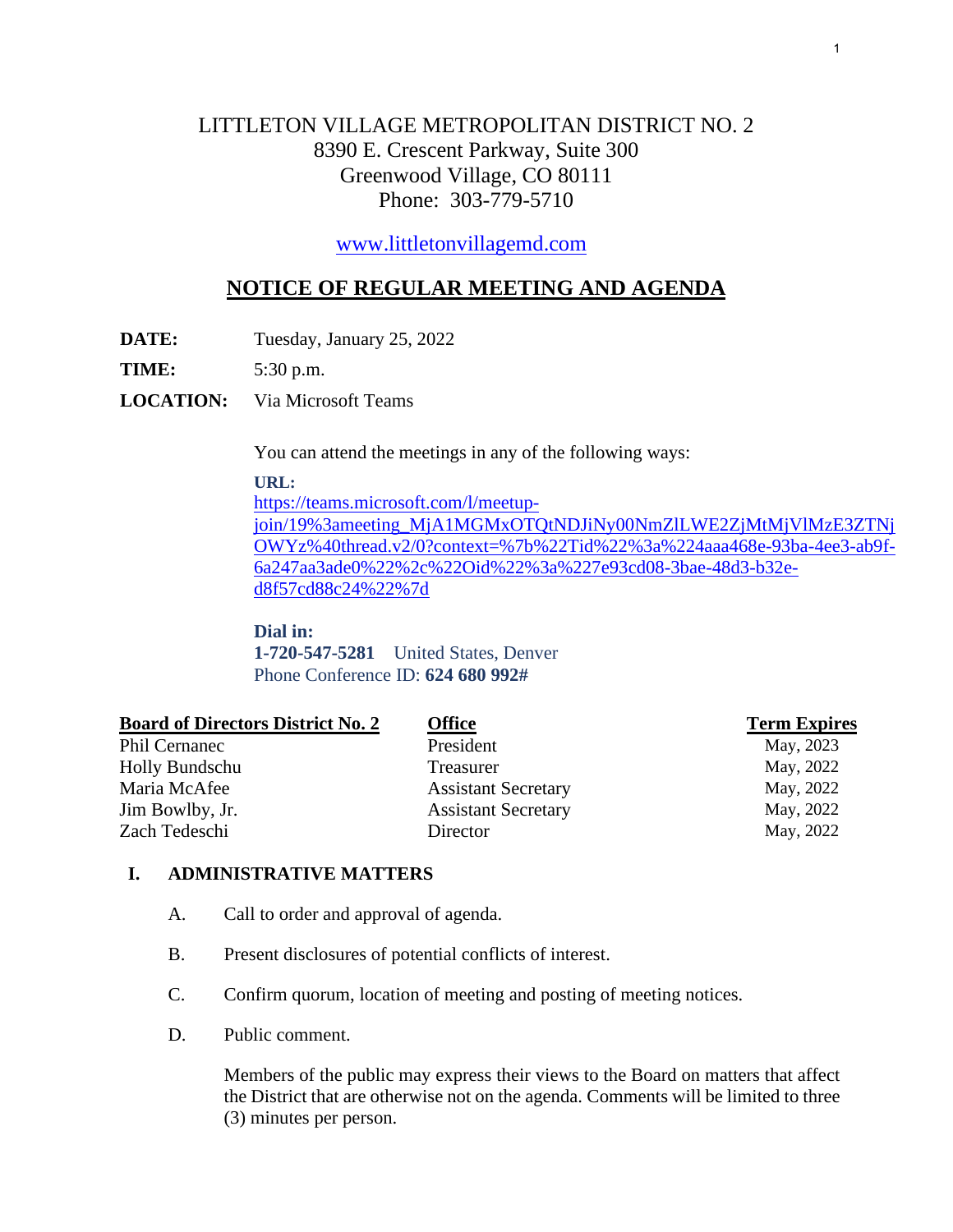LITTLETON VILLAGE METROPOLITAN DISTRICT NO. 2
8390 E. Crescent Parkway, Suite 300
Greenwood Village, CO 80111
Phone: 303-779-5710

www.littletonvillagemd.com

## NOTICE OF REGULAR MEETING AND AGENDA

**DATE:** Tuesday, January 25, 2022

**TIME:** 5:30 p.m.

**LOCATION:** Via Microsoft Teams

You can attend the meetings in any of the following ways:

**URL:**
https://teams.microsoft.com/l/meetup-join/19%3ameeting_MjA1MGMxOTQtNDJiNy00NmZlLWE2ZjMtMjVlMzE3ZTNjOWYz%40thread.v2/0?context=%7b%22Tid%22%3a%224aaa468e-93ba-4ee3-ab9f-6a247aa3ade0%22%2c%22Oid%22%3a%227e93cd08-3bae-48d3-b32e-d8f57cd88c24%22%7d

**Dial in:**
**1-720-547-5281** United States, Denver
Phone Conference ID: **624 680 992#**

| Board of Directors District No. 2 | Office | Term Expires |
|---|---|---|
| Phil Cernanec | President | May, 2023 |
| Holly Bundschu | Treasurer | May, 2022 |
| Maria McAfee | Assistant Secretary | May, 2022 |
| Jim Bowlby, Jr. | Assistant Secretary | May, 2022 |
| Zach Tedeschi | Director | May, 2022 |

## I. ADMINISTRATIVE MATTERS

A. Call to order and approval of agenda.

B. Present disclosures of potential conflicts of interest.

C. Confirm quorum, location of meeting and posting of meeting notices.

D. Public comment.

Members of the public may express their views to the Board on matters that affect the District that are otherwise not on the agenda. Comments will be limited to three (3) minutes per person.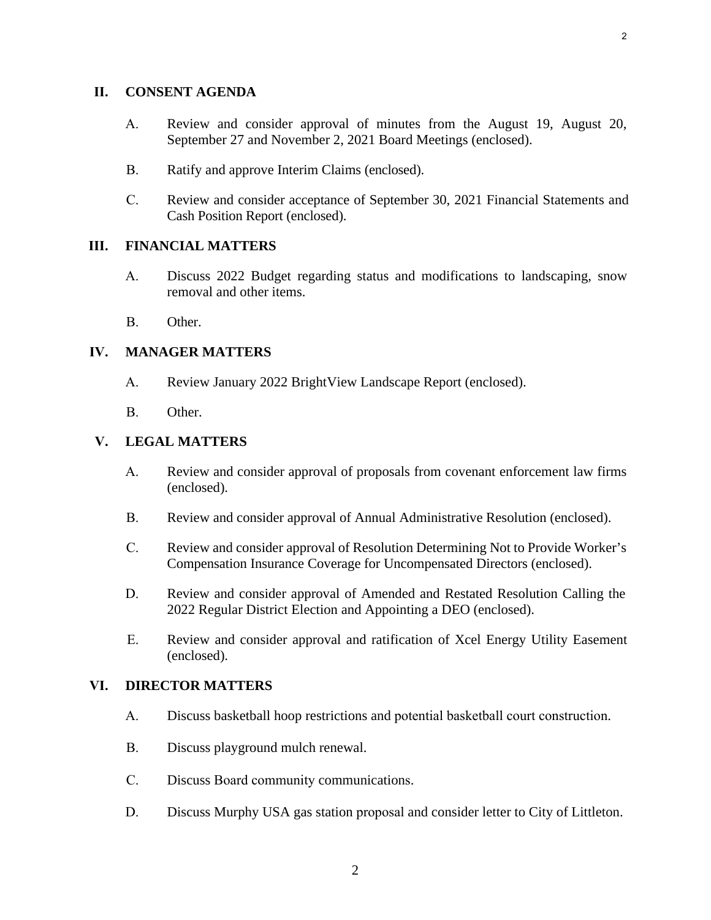## II. CONSENT AGENDA

A. Review and consider approval of minutes from the August 19, August 20, September 27 and November 2, 2021 Board Meetings (enclosed).

B. Ratify and approve Interim Claims (enclosed).

C. Review and consider acceptance of September 30, 2021 Financial Statements and Cash Position Report (enclosed).

## III. FINANCIAL MATTERS

A. Discuss 2022 Budget regarding status and modifications to landscaping, snow removal and other items.

B. Other.

## IV. MANAGER MATTERS

A. Review January 2022 BrightView Landscape Report (enclosed).

B. Other.

## V. LEGAL MATTERS

A. Review and consider approval of proposals from covenant enforcement law firms (enclosed).

B. Review and consider approval of Annual Administrative Resolution (enclosed).

C. Review and consider approval of Resolution Determining Not to Provide Worker's Compensation Insurance Coverage for Uncompensated Directors (enclosed).

D. Review and consider approval of Amended and Restated Resolution Calling the 2022 Regular District Election and Appointing a DEO (enclosed).

E. Review and consider approval and ratification of Xcel Energy Utility Easement (enclosed).

## VI. DIRECTOR MATTERS

A. Discuss basketball hoop restrictions and potential basketball court construction.

B. Discuss playground mulch renewal.

C. Discuss Board community communications.

D. Discuss Murphy USA gas station proposal and consider letter to City of Littleton.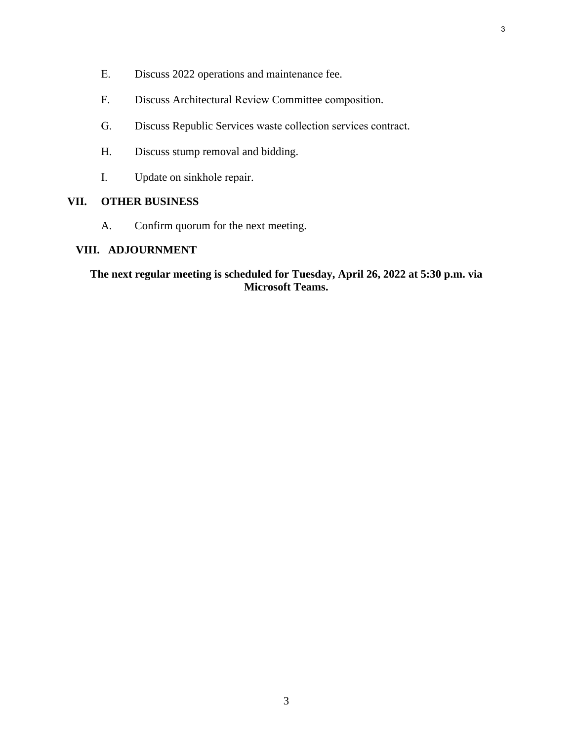E. Discuss 2022 operations and maintenance fee.

F. Discuss Architectural Review Committee composition.

G. Discuss Republic Services waste collection services contract.

H. Discuss stump removal and bidding.

I. Update on sinkhole repair.

**VII. OTHER BUSINESS**

A. Confirm quorum for the next meeting.

**VIII. ADJOURNMENT**

**The next regular meeting is scheduled for Tuesday, April 26, 2022 at 5:30 p.m. via Microsoft Teams.**